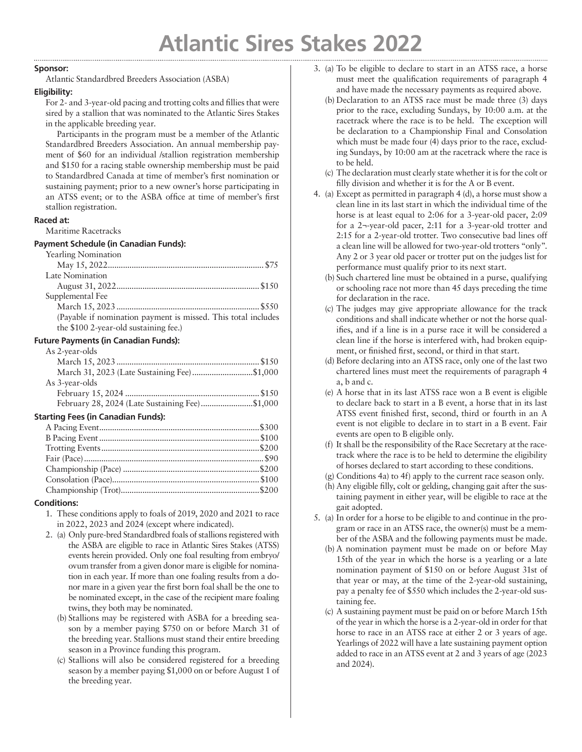# Atlantic Sires Stakes 2022

**Sponsor:**

Atlantic Standardbred Breeders Association (ASBA)

**Eligibility:**

For 2- and 3-year-old pacing and trotting colts and fillies that were sired by a stallion that was nominated to the Atlantic Sires Stakes in the applicable breeding year.

Participants in the program must be a member of the Atlantic Standardbred Breeders Association. An annual membership payment of $60 for an individual /stallion registration membership and $150 for a racing stable ownership membership must be paid to Standardbred Canada at time of member's first nomination or sustaining payment; prior to a new owner's horse participating in an ATSS event; or to the ASBA office at time of member's first stallion registration.

**Raced at:**

Maritime Racetracks

**Payment Schedule (in Canadian Funds):**

Yearling Nomination
May 15, 2022 .......... $75

Late Nomination
August 31, 2022 .......... $150

Supplemental Fee
March 15, 2023 .......... $550
(Payable if nomination payment is missed. This total includes the $100 2-year-old sustaining fee.)

**Future Payments (in Canadian Funds):**

As 2-year-olds
March 15, 2023 .......... $150
March 31, 2023 (Late Sustaining Fee) .......... $1,000

As 3-year-olds
February 15, 2024 .......... $150
February 28, 2024 (Late Sustaining Fee) .......... $1,000

**Starting Fees (in Canadian Funds):**

A Pacing Event .......... $300
B Pacing Event .......... $100
Trotting Events .......... $200
Fair (Pace) .......... $90
Championship (Pace) .......... $200
Consolation (Pace) .......... $100
Championship (Trot) .......... $200

**Conditions:**

1. These conditions apply to foals of 2019, 2020 and 2021 to race in 2022, 2023 and 2024 (except where indicated).
2. (a) Only pure-bred Standardbred foals of stallions registered with the ASBA are eligible to race in Atlantic Sires Stakes (ATSS) events herein provided. Only one foal resulting from embryo/ovum transfer from a given donor mare is eligible for nomination in each year. If more than one foaling results from a donor mare in a given year the first born foal shall be the one to be nominated except, in the case of the recipient mare foaling twins, they both may be nominated.
   (b) Stallions may be registered with ASBA for a breeding season by a member paying $750 on or before March 31 of the breeding year. Stallions must stand their entire breeding season in a Province funding this program.
   (c) Stallions will also be considered registered for a breeding season by a member paying $1,000 on or before August 1 of the breeding year.
3. (a) To be eligible to declare to start in an ATSS race, a horse must meet the qualification requirements of paragraph 4 and have made the necessary payments as required above.
   (b) Declaration to an ATSS race must be made three (3) days prior to the race, excluding Sundays, by 10:00 a.m. at the racetrack where the race is to be held. The exception will be declaration to a Championship Final and Consolation which must be made four (4) days prior to the race, excluding Sundays, by 10:00 am at the racetrack where the race is to be held.
   (c) The declaration must clearly state whether it is for the colt or filly division and whether it is for the A or B event.
4. (a) Except as permitted in paragraph 4 (d), a horse must show a clean line in its last start in which the individual time of the horse is at least equal to 2:06 for a 3-year-old pacer, 2:09 for a 2¬-year-old pacer, 2:11 for a 3-year-old trotter and 2:15 for a 2-year-old trotter. Two consecutive bad lines off a clean line will be allowed for two-year-old trotters "only". Any 2 or 3 year old pacer or trotter put on the judges list for performance must qualify prior to its next start.
   (b) Such chartered line must be obtained in a purse, qualifying or schooling race not more than 45 days preceding the time for declaration in the race.
   (c) The judges may give appropriate allowance for the track conditions and shall indicate whether or not the horse qualifies, and if a line is in a purse race it will be considered a clean line if the horse is interfered with, had broken equipment, or finished first, second, or third in that start.
   (d) Before declaring into an ATSS race, only one of the last two chartered lines must meet the requirements of paragraph 4 a, b and c.
   (e) A horse that in its last ATSS race won a B event is eligible to declare back to start in a B event, a horse that in its last ATSS event finished first, second, third or fourth in an A event is not eligible to declare in to start in a B event. Fair events are open to B eligible only.
   (f) It shall be the responsibility of the Race Secretary at the racetrack where the race is to be held to determine the eligibility of horses declared to start according to these conditions.
   (g) Conditions 4a) to 4f) apply to the current race season only.
   (h) Any eligible filly, colt or gelding, changing gait after the sustaining payment in either year, will be eligible to race at the gait adopted.
5. (a) In order for a horse to be eligible to and continue in the program or race in an ATSS race, the owner(s) must be a member of the ASBA and the following payments must be made.
   (b) A nomination payment must be made on or before May 15th of the year in which the horse is a yearling or a late nomination payment of $150 on or before August 31st of that year or may, at the time of the 2-year-old sustaining, pay a penalty fee of $550 which includes the 2-year-old sustaining fee.
   (c) A sustaining payment must be paid on or before March 15th of the year in which the horse is a 2-year-old in order for that horse to race in an ATSS race at either 2 or 3 years of age. Yearlings of 2022 will have a late sustaining payment option added to race in an ATSS event at 2 and 3 years of age (2023 and 2024).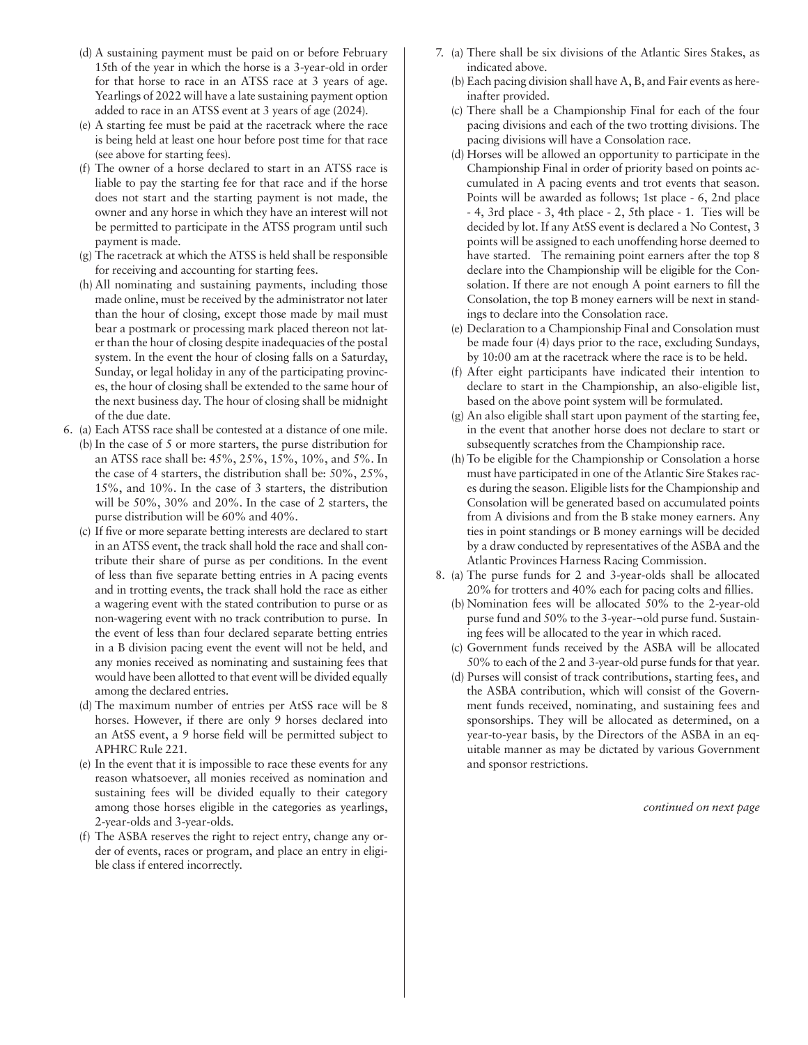(d) A sustaining payment must be paid on or before February 15th of the year in which the horse is a 3-year-old in order for that horse to race in an ATSS race at 3 years of age. Yearlings of 2022 will have a late sustaining payment option added to race in an ATSS event at 3 years of age (2024).

(e) A starting fee must be paid at the racetrack where the race is being held at least one hour before post time for that race (see above for starting fees).

(f) The owner of a horse declared to start in an ATSS race is liable to pay the starting fee for that race and if the horse does not start and the starting payment is not made, the owner and any horse in which they have an interest will not be permitted to participate in the ATSS program until such payment is made.

(g) The racetrack at which the ATSS is held shall be responsible for receiving and accounting for starting fees.

(h) All nominating and sustaining payments, including those made online, must be received by the administrator not later than the hour of closing, except those made by mail must bear a postmark or processing mark placed thereon not later than the hour of closing despite inadequacies of the postal system. In the event the hour of closing falls on a Saturday, Sunday, or legal holiday in any of the participating provinces, the hour of closing shall be extended to the same hour of the next business day. The hour of closing shall be midnight of the due date.

6. (a) Each ATSS race shall be contested at a distance of one mile.

(b) In the case of 5 or more starters, the purse distribution for an ATSS race shall be: 45%, 25%, 15%, 10%, and 5%. In the case of 4 starters, the distribution shall be: 50%, 25%, 15%, and 10%. In the case of 3 starters, the distribution will be 50%, 30% and 20%. In the case of 2 starters, the purse distribution will be 60% and 40%.

(c) If five or more separate betting interests are declared to start in an ATSS event, the track shall hold the race and shall contribute their share of purse as per conditions. In the event of less than five separate betting entries in A pacing events and in trotting events, the track shall hold the race as either a wagering event with the stated contribution to purse or as non-wagering event with no track contribution to purse. In the event of less than four declared separate betting entries in a B division pacing event the event will not be held, and any monies received as nominating and sustaining fees that would have been allotted to that event will be divided equally among the declared entries.

(d) The maximum number of entries per AtSS race will be 8 horses. However, if there are only 9 horses declared into an AtSS event, a 9 horse field will be permitted subject to APHRC Rule 221.

(e) In the event that it is impossible to race these events for any reason whatsoever, all monies received as nomination and sustaining fees will be divided equally to their category among those horses eligible in the categories as yearlings, 2-year-olds and 3-year-olds.

(f) The ASBA reserves the right to reject entry, change any order of events, races or program, and place an entry in eligible class if entered incorrectly.

7. (a) There shall be six divisions of the Atlantic Sires Stakes, as indicated above.

(b) Each pacing division shall have A, B, and Fair events as hereinafter provided.

(c) There shall be a Championship Final for each of the four pacing divisions and each of the two trotting divisions. The pacing divisions will have a Consolation race.

(d) Horses will be allowed an opportunity to participate in the Championship Final in order of priority based on points accumulated in A pacing events and trot events that season. Points will be awarded as follows; 1st place - 6, 2nd place - 4, 3rd place - 3, 4th place - 2, 5th place - 1. Ties will be decided by lot. If any AtSS event is declared a No Contest, 3 points will be assigned to each unoffending horse deemed to have started. The remaining point earners after the top 8 declare into the Championship will be eligible for the Consolation. If there are not enough A point earners to fill the Consolation, the top B money earners will be next in standings to declare into the Consolation race.

(e) Declaration to a Championship Final and Consolation must be made four (4) days prior to the race, excluding Sundays, by 10:00 am at the racetrack where the race is to be held.

(f) After eight participants have indicated their intention to declare to start in the Championship, an also-eligible list, based on the above point system will be formulated.

(g) An also eligible shall start upon payment of the starting fee, in the event that another horse does not declare to start or subsequently scratches from the Championship race.

(h) To be eligible for the Championship or Consolation a horse must have participated in one of the Atlantic Sire Stakes races during the season. Eligible lists for the Championship and Consolation will be generated based on accumulated points from A divisions and from the B stake money earners. Any ties in point standings or B money earnings will be decided by a draw conducted by representatives of the ASBA and the Atlantic Provinces Harness Racing Commission.

8. (a) The purse funds for 2 and 3-year-olds shall be allocated 20% for trotters and 40% each for pacing colts and fillies.

(b) Nomination fees will be allocated 50% to the 2-year-old purse fund and 50% to the 3-year-old purse fund. Sustaining fees will be allocated to the year in which raced.

(c) Government funds received by the ASBA will be allocated 50% to each of the 2 and 3-year-old purse funds for that year.

(d) Purses will consist of track contributions, starting fees, and the ASBA contribution, which will consist of the Government funds received, nominating, and sustaining fees and sponsorships. They will be allocated as determined, on a year-to-year basis, by the Directors of the ASBA in an equitable manner as may be dictated by various Government and sponsor restrictions.

*continued on next page*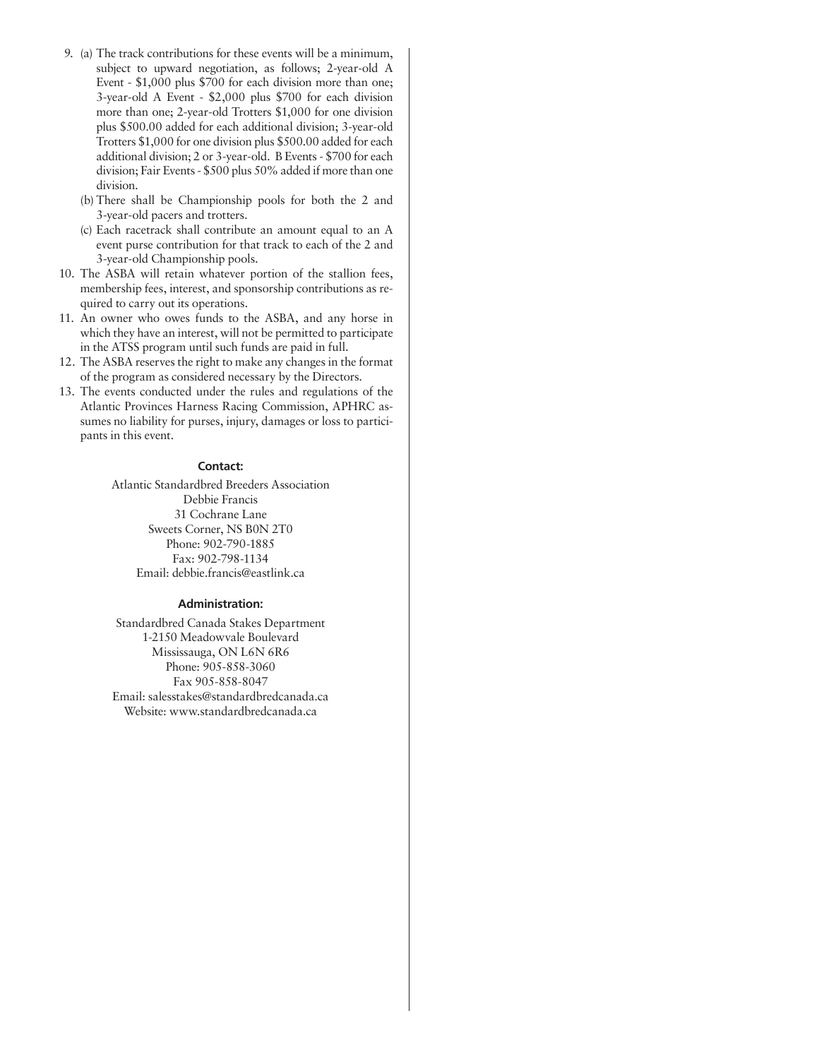9. (a) The track contributions for these events will be a minimum, subject to upward negotiation, as follows; 2-year-old A Event - $1,000 plus $700 for each division more than one; 3-year-old A Event - $2,000 plus $700 for each division more than one; 2-year-old Trotters $1,000 for one division plus $500.00 added for each additional division; 3-year-old Trotters $1,000 for one division plus $500.00 added for each additional division; 2 or 3-year-old. B Events - $700 for each division; Fair Events - $500 plus 50% added if more than one division.
   (b) There shall be Championship pools for both the 2 and 3-year-old pacers and trotters.
   (c) Each racetrack shall contribute an amount equal to an A event purse contribution for that track to each of the 2 and 3-year-old Championship pools.
10. The ASBA will retain whatever portion of the stallion fees, membership fees, interest, and sponsorship contributions as required to carry out its operations.
11. An owner who owes funds to the ASBA, and any horse in which they have an interest, will not be permitted to participate in the ATSS program until such funds are paid in full.
12. The ASBA reserves the right to make any changes in the format of the program as considered necessary by the Directors.
13. The events conducted under the rules and regulations of the Atlantic Provinces Harness Racing Commission, APHRC assumes no liability for purses, injury, damages or loss to participants in this event.

**Contact:**

Atlantic Standardbred Breeders Association
Debbie Francis
31 Cochrane Lane
Sweets Corner, NS B0N 2T0
Phone: 902-790-1885
Fax: 902-798-1134
Email: debbie.francis@eastlink.ca

**Administration:**

Standardbred Canada Stakes Department
1-2150 Meadowvale Boulevard
Mississauga, ON L6N 6R6
Phone: 905-858-3060
Fax 905-858-8047
Email: salesstakes@standardbredcanada.ca
Website: www.standardbredcanada.ca